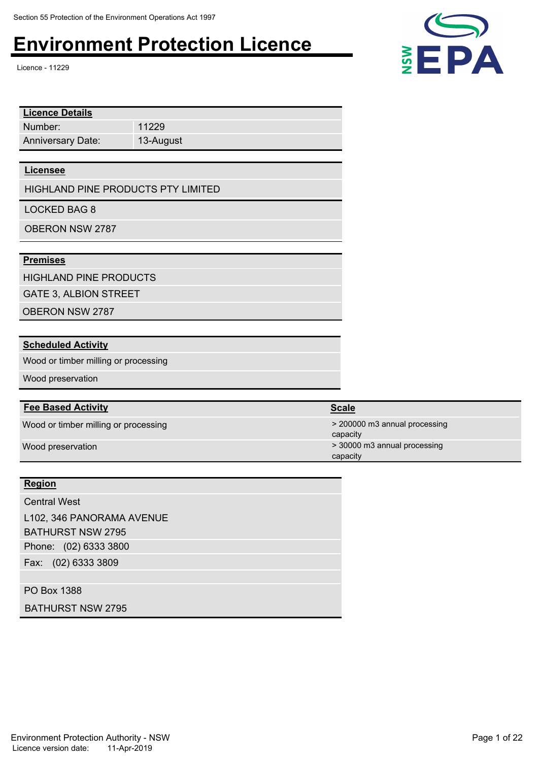Section 55 Protection of the Environment Operations Act 1997

# Environment Protection Licence

Licence - 11229

| Licence Details | |
|---|---|
| Number: | 11229 |
| Anniversary Date: | 13-August |

**Licensee**

HIGHLAND PINE PRODUCTS PTY LIMITED

LOCKED BAG 8

OBERON NSW 2787

**Premises**

HIGHLAND PINE PRODUCTS

GATE 3, ALBION STREET

OBERON NSW 2787

**Scheduled Activity**

Wood or timber milling or processing

Wood preservation

| Fee Based Activity | Scale |
|---|---|
| Wood or timber milling or processing | > 200000 m3 annual processing capacity |
| Wood preservation | > 30000 m3 annual processing capacity |

**Region**

Central West

L102, 346 PANORAMA AVENUE

BATHURST NSW 2795

Phone: (02) 6333 3800

Fax: (02) 6333 3809

PO Box 1388

BATHURST NSW 2795

Environment Protection Authority - NSW

Licence version date: 11-Apr-2019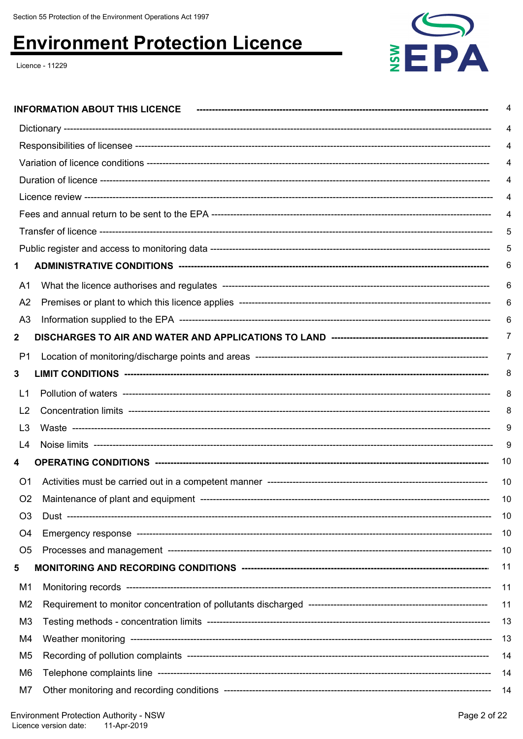# Environment Protection Licence

Licence - 11229

| | |
|---|---|
| **INFORMATION ABOUT THIS LICENCE** | 4 |
| Dictionary | 4 |
| Responsibilities of licensee | 4 |
| Variation of licence conditions | 4 |
| Duration of licence | 4 |
| Licence review | 4 |
| Fees and annual return to be sent to the EPA | 4 |
| Transfer of licence | 5 |
| Public register and access to monitoring data | 5 |
| **1 ADMINISTRATIVE CONDITIONS** | 6 |
| A1 What the licence authorises and regulates | 6 |
| A2 Premises or plant to which this licence applies | 6 |
| A3 Information supplied to the EPA | 6 |
| **2 DISCHARGES TO AIR AND WATER AND APPLICATIONS TO LAND** | 7 |
| P1 Location of monitoring/discharge points and areas | 7 |
| **3 LIMIT CONDITIONS** | 8 |
| L1 Pollution of waters | 8 |
| L2 Concentration limits | 8 |
| L3 Waste | 9 |
| L4 Noise limits | 9 |
| **4 OPERATING CONDITIONS** | 10 |
| O1 Activities must be carried out in a competent manner | 10 |
| O2 Maintenance of plant and equipment | 10 |
| O3 Dust | 10 |
| O4 Emergency response | 10 |
| O5 Processes and management | 10 |
| **5 MONITORING AND RECORDING CONDITIONS** | 11 |
| M1 Monitoring records | 11 |
| M2 Requirement to monitor concentration of pollutants discharged | 11 |
| M3 Testing methods - concentration limits | 13 |
| M4 Weather monitoring | 13 |
| M5 Recording of pollution complaints | 14 |
| M6 Telephone complaints line | 14 |
| M7 Other monitoring and recording conditions | 14 |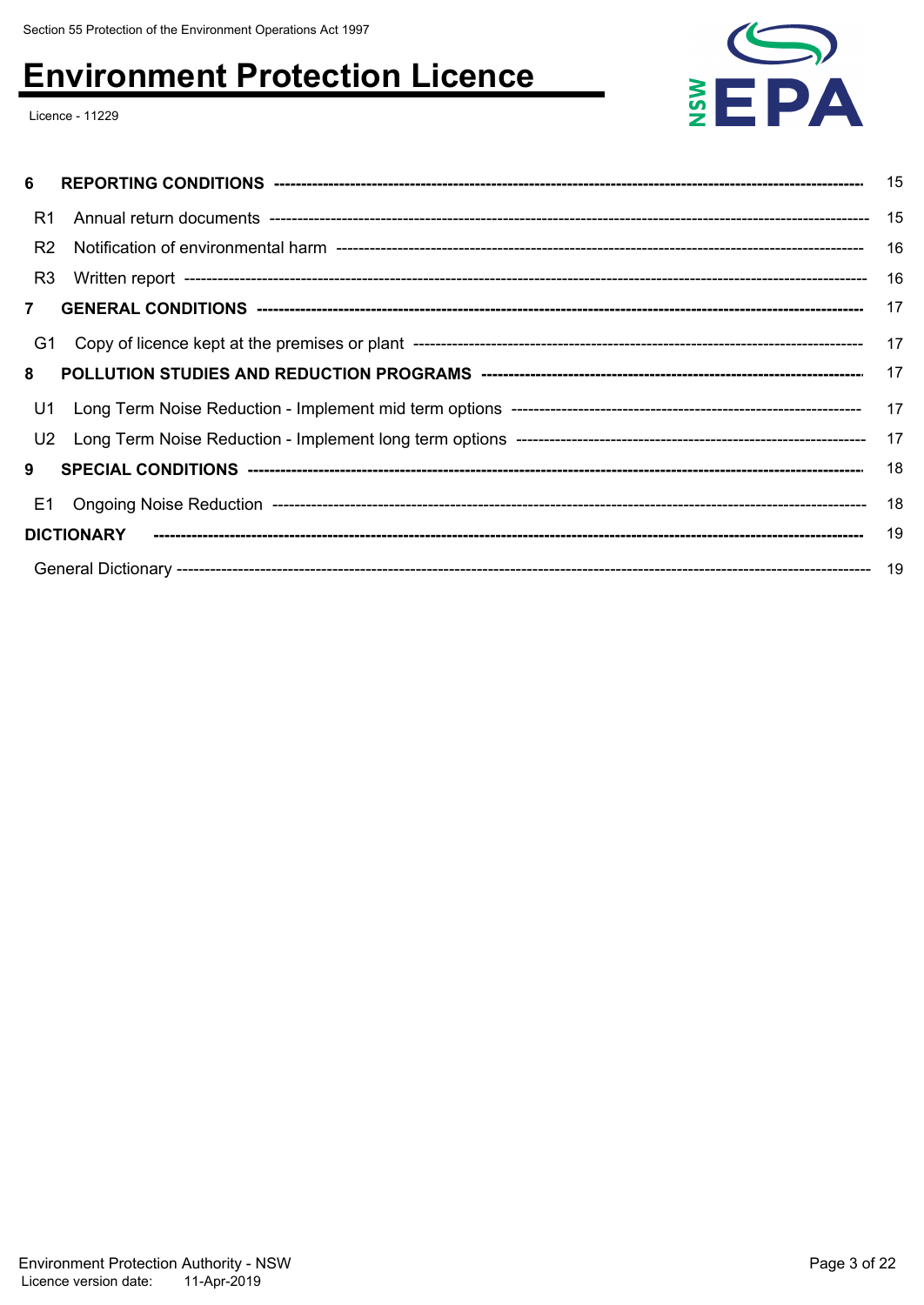| | | |
|---|---|---|
| **6** | **REPORTING CONDITIONS** | 15 |
| R1 | Annual return documents | 15 |
| R2 | Notification of environmental harm | 16 |
| R3 | Written report | 16 |
| **7** | **GENERAL CONDITIONS** | 17 |
| G1 | Copy of licence kept at the premises or plant | 17 |
| **8** | **POLLUTION STUDIES AND REDUCTION PROGRAMS** | 17 |
| U1 | Long Term Noise Reduction - Implement mid term options | 17 |
| U2 | Long Term Noise Reduction - Implement long term options | 17 |
| **9** | **SPECIAL CONDITIONS** | 18 |
| E1 | Ongoing Noise Reduction | 18 |
| **DICTIONARY** | | 19 |
| General Dictionary | | 19 |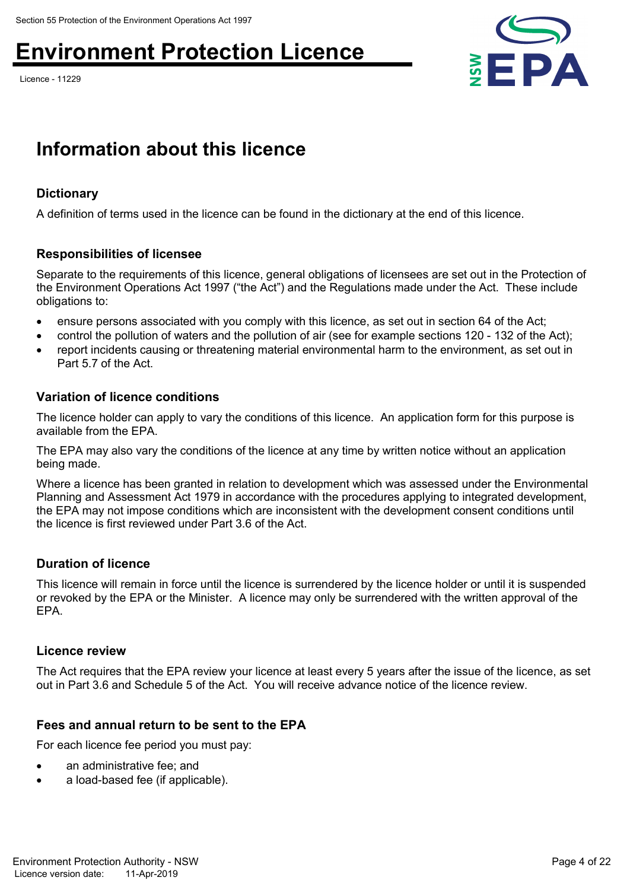## Information about this licence

### Dictionary

A definition of terms used in the licence can be found in the dictionary at the end of this licence.

### Responsibilities of licensee

Separate to the requirements of this licence, general obligations of licensees are set out in the Protection of the Environment Operations Act 1997 ("the Act") and the Regulations made under the Act. These include obligations to:

- ensure persons associated with you comply with this licence, as set out in section 64 of the Act;
- control the pollution of waters and the pollution of air (see for example sections 120 - 132 of the Act);
- report incidents causing or threatening material environmental harm to the environment, as set out in Part 5.7 of the Act.

### Variation of licence conditions

The licence holder can apply to vary the conditions of this licence. An application form for this purpose is available from the EPA.

The EPA may also vary the conditions of the licence at any time by written notice without an application being made.

Where a licence has been granted in relation to development which was assessed under the Environmental Planning and Assessment Act 1979 in accordance with the procedures applying to integrated development, the EPA may not impose conditions which are inconsistent with the development consent conditions until the licence is first reviewed under Part 3.6 of the Act.

### Duration of licence

This licence will remain in force until the licence is surrendered by the licence holder or until it is suspended or revoked by the EPA or the Minister. A licence may only be surrendered with the written approval of the EPA.

### Licence review

The Act requires that the EPA review your licence at least every 5 years after the issue of the licence, as set out in Part 3.6 and Schedule 5 of the Act. You will receive advance notice of the licence review.

### Fees and annual return to be sent to the EPA

For each licence fee period you must pay:

- an administrative fee; and
- a load-based fee (if applicable).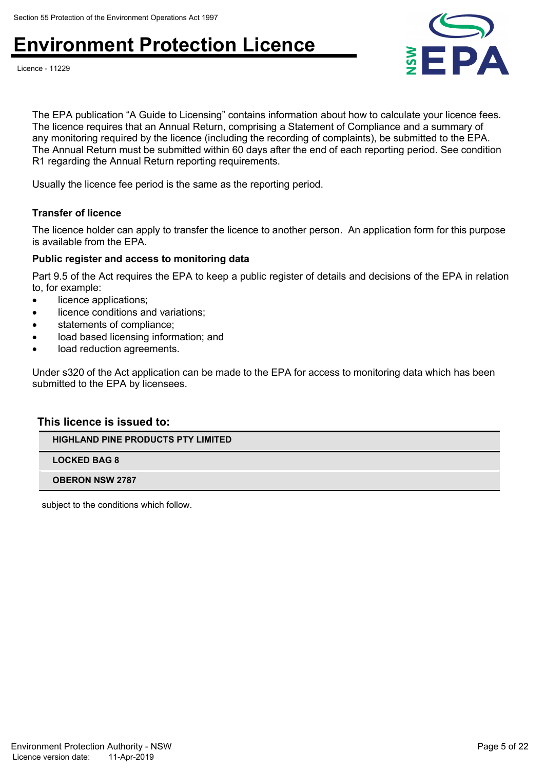The EPA publication "A Guide to Licensing" contains information about how to calculate your licence fees. The licence requires that an Annual Return, comprising a Statement of Compliance and a summary of any monitoring required by the licence (including the recording of complaints), be submitted to the EPA. The Annual Return must be submitted within 60 days after the end of each reporting period. See condition R1 regarding the Annual Return reporting requirements.

Usually the licence fee period is the same as the reporting period.

### Transfer of licence

The licence holder can apply to transfer the licence to another person. An application form for this purpose is available from the EPA.

### Public register and access to monitoring data

Part 9.5 of the Act requires the EPA to keep a public register of details and decisions of the EPA in relation to, for example:

- licence applications;
- licence conditions and variations;
- statements of compliance;
- load based licensing information; and
- load reduction agreements.

Under s320 of the Act application can be made to the EPA for access to monitoring data which has been submitted to the EPA by licensees.

## This licence is issued to:

| HIGHLAND PINE PRODUCTS PTY LIMITED |
|---|
| LOCKED BAG 8 |
| OBERON NSW 2787 |

subject to the conditions which follow.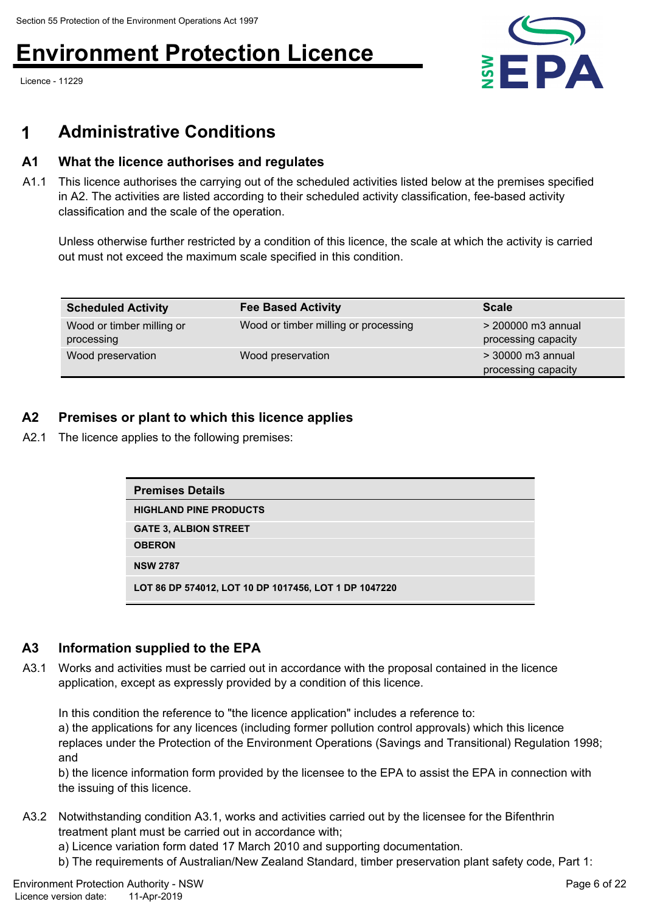# 1 Administrative Conditions

## A1 What the licence authorises and regulates

A1.1 This licence authorises the carrying out of the scheduled activities listed below at the premises specified in A2. The activities are listed according to their scheduled activity classification, fee-based activity classification and the scale of the operation.

Unless otherwise further restricted by a condition of this licence, the scale at which the activity is carried out must not exceed the maximum scale specified in this condition.

| Scheduled Activity | Fee Based Activity | Scale |
|---|---|---|
| Wood or timber milling or processing | Wood or timber milling or processing | > 200000 m3 annual processing capacity |
| Wood preservation | Wood preservation | > 30000 m3 annual processing capacity |

## A2 Premises or plant to which this licence applies

A2.1 The licence applies to the following premises:

| Premises Details |
|---|
| HIGHLAND PINE PRODUCTS |
| GATE 3, ALBION STREET |
| OBERON |
| NSW 2787 |
| LOT 86 DP 574012, LOT 10 DP 1017456, LOT 1 DP 1047220 |

## A3 Information supplied to the EPA

A3.1 Works and activities must be carried out in accordance with the proposal contained in the licence application, except as expressly provided by a condition of this licence.

In this condition the reference to "the licence application" includes a reference to:
a) the applications for any licences (including former pollution control approvals) which this licence replaces under the Protection of the Environment Operations (Savings and Transitional) Regulation 1998; and
b) the licence information form provided by the licensee to the EPA to assist the EPA in connection with the issuing of this licence.

A3.2 Notwithstanding condition A3.1, works and activities carried out by the licensee for the Bifenthrin treatment plant must be carried out in accordance with;
a) Licence variation form dated 17 March 2010 and supporting documentation.
b) The requirements of Australian/New Zealand Standard, timber preservation plant safety code, Part 1: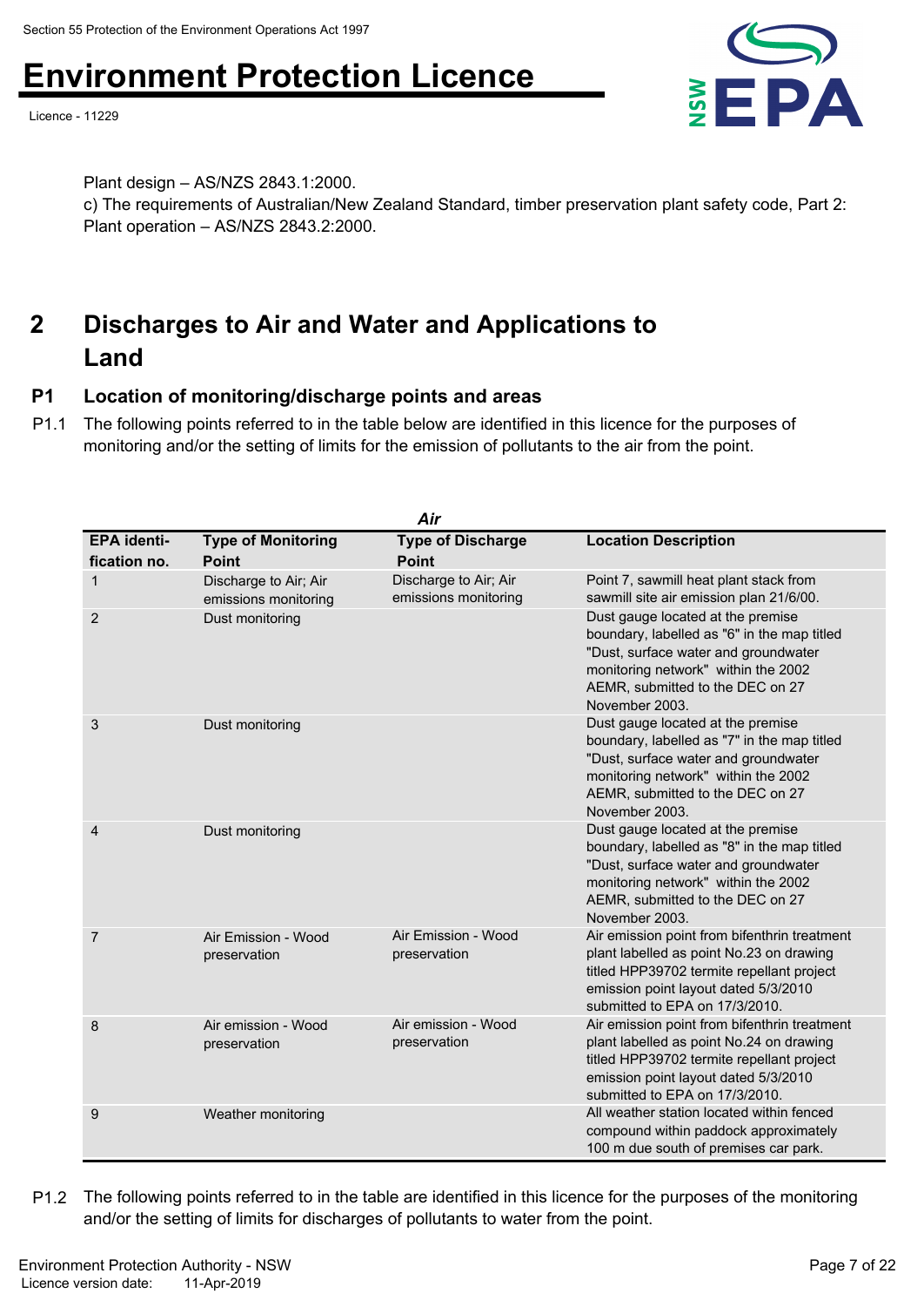Plant design – AS/NZS 2843.1:2000.

c) The requirements of Australian/New Zealand Standard, timber preservation plant safety code, Part 2: Plant operation – AS/NZS 2843.2:2000.

## 2 Discharges to Air and Water and Applications to Land

### P1 Location of monitoring/discharge points and areas

P1.1 The following points referred to in the table below are identified in this licence for the purposes of monitoring and/or the setting of limits for the emission of pollutants to the air from the point.

*Air*

| EPA identi-fication no. | Type of Monitoring Point | Type of Discharge Point | Location Description |
|---|---|---|---|
| 1 | Discharge to Air; Air emissions monitoring | Discharge to Air; Air emissions monitoring | Point 7, sawmill heat plant stack from sawmill site air emission plan 21/6/00. |
| 2 | Dust monitoring | | Dust gauge located at the premise boundary, labelled as "6" in the map titled "Dust, surface water and groundwater monitoring network" within the 2002 AEMR, submitted to the DEC on 27 November 2003. |
| 3 | Dust monitoring | | Dust gauge located at the premise boundary, labelled as "7" in the map titled "Dust, surface water and groundwater monitoring network" within the 2002 AEMR, submitted to the DEC on 27 November 2003. |
| 4 | Dust monitoring | | Dust gauge located at the premise boundary, labelled as "8" in the map titled "Dust, surface water and groundwater monitoring network" within the 2002 AEMR, submitted to the DEC on 27 November 2003. |
| 7 | Air Emission - Wood preservation | Air Emission - Wood preservation | Air emission point from bifenthrin treatment plant labelled as point No.23 on drawing titled HPP39702 termite repellant project emission point layout dated 5/3/2010 submitted to EPA on 17/3/2010. |
| 8 | Air emission - Wood preservation | Air emission - Wood preservation | Air emission point from bifenthrin treatment plant labelled as point No.24 on drawing titled HPP39702 termite repellant project emission point layout dated 5/3/2010 submitted to EPA on 17/3/2010. |
| 9 | Weather monitoring | | All weather station located within fenced compound within paddock approximately 100 m due south of premises car park. |

P1.2 The following points referred to in the table are identified in this licence for the purposes of the monitoring and/or the setting of limits for discharges of pollutants to water from the point.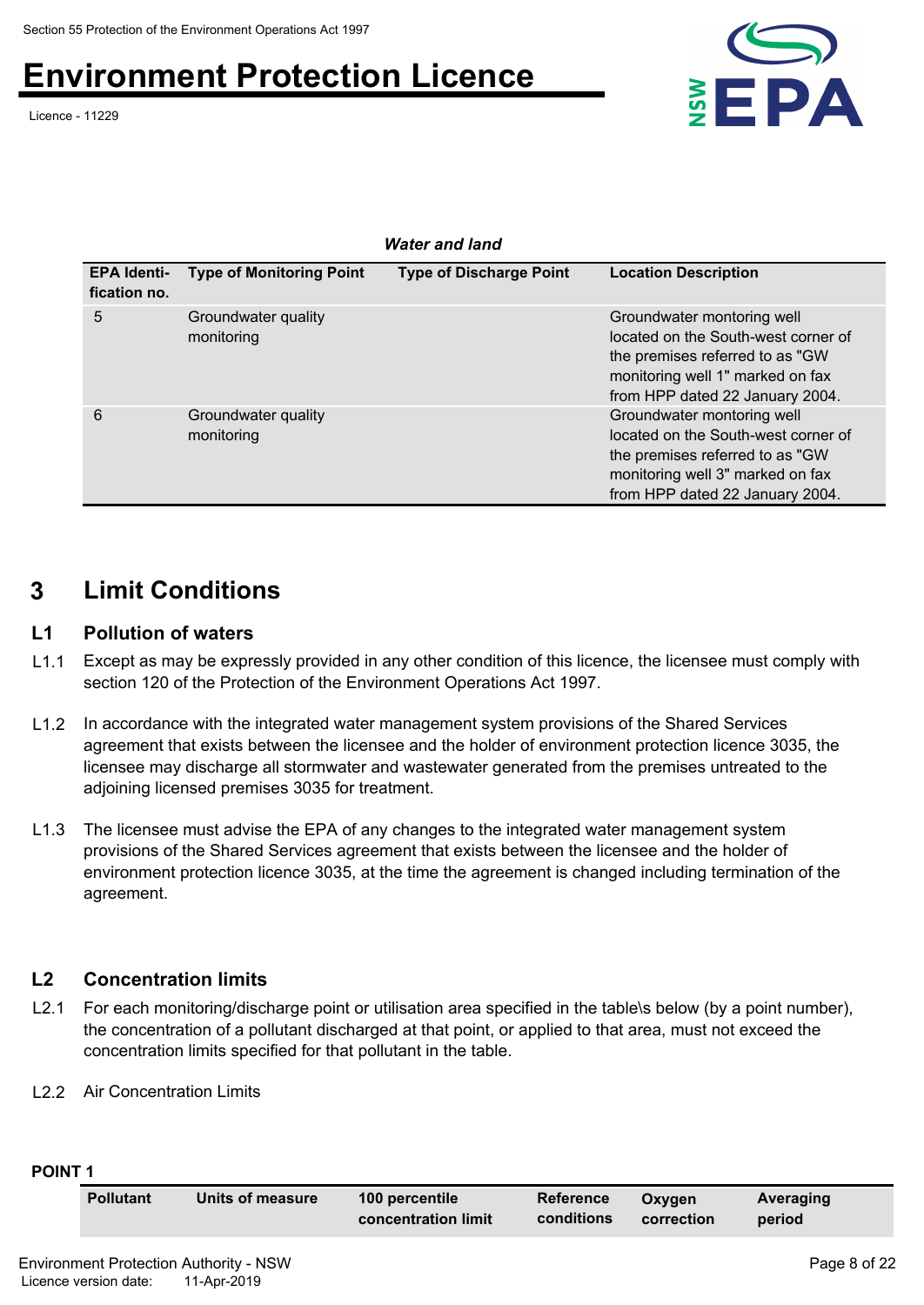*Water and land*

| EPA Identi-fication no. | Type of Monitoring Point | Type of Discharge Point | Location Description |
|---|---|---|---|
| 5 | Groundwater quality monitoring | | Groundwater montoring well located on the South-west corner of the premises referred to as "GW monitoring well 1" marked on fax from HPP dated 22 January 2004. |
| 6 | Groundwater quality monitoring | | Groundwater montoring well located on the South-west corner of the premises referred to as "GW monitoring well 3" marked on fax from HPP dated 22 January 2004. |

# 3 Limit Conditions

## L1 Pollution of waters

L1.1 Except as may be expressly provided in any other condition of this licence, the licensee must comply with section 120 of the Protection of the Environment Operations Act 1997.

L1.2 In accordance with the integrated water management system provisions of the Shared Services agreement that exists between the licensee and the holder of environment protection licence 3035, the licensee may discharge all stormwater and wastewater generated from the premises untreated to the adjoining licensed premises 3035 for treatment.

L1.3 The licensee must advise the EPA of any changes to the integrated water management system provisions of the Shared Services agreement that exists between the licensee and the holder of environment protection licence 3035, at the time the agreement is changed including termination of the agreement.

## L2 Concentration limits

L2.1 For each monitoring/discharge point or utilisation area specified in the table\s below (by a point number), the concentration of a pollutant discharged at that point, or applied to that area, must not exceed the concentration limits specified for that pollutant in the table.

L2.2 Air Concentration Limits

**POINT 1**

| Pollutant | Units of measure | 100 percentile concentration limit | Reference conditions | Oxygen correction | Averaging period |
|---|---|---|---|---|---|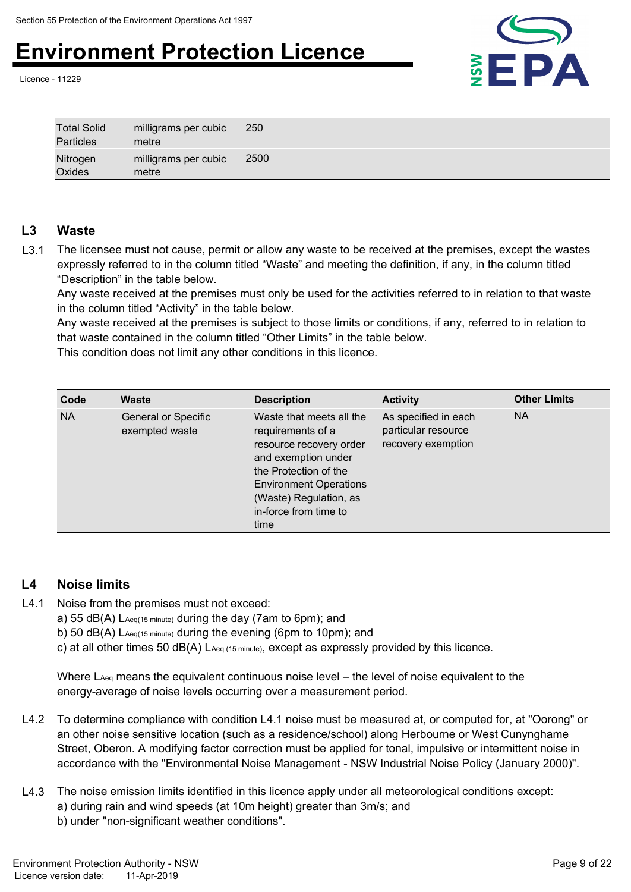| Total Solid Particles | milligrams per cubic metre | 250 |
|---|---|---|
| Nitrogen Oxides | milligrams per cubic metre | 2500 |

## L3 Waste

L3.1 The licensee must not cause, permit or allow any waste to be received at the premises, except the wastes expressly referred to in the column titled "Waste" and meeting the definition, if any, in the column titled "Description" in the table below.

Any waste received at the premises must only be used for the activities referred to in relation to that waste in the column titled "Activity" in the table below.

Any waste received at the premises is subject to those limits or conditions, if any, referred to in relation to that waste contained in the column titled "Other Limits" in the table below.

This condition does not limit any other conditions in this licence.

| Code | Waste | Description | Activity | Other Limits |
|---|---|---|---|---|
| NA | General or Specific exempted waste | Waste that meets all the requirements of a resource recovery order and exemption under the Protection of the Environment Operations (Waste) Regulation, as in-force from time to time | As specified in each particular resource recovery exemption | NA |

## L4 Noise limits

L4.1 Noise from the premises must not exceed:

a) 55 dB(A) $L_{Aeq(15\ minute)}$ during the day (7am to 6pm); and

b) 50 dB(A) $L_{Aeq(15\ minute)}$ during the evening (6pm to 10pm); and

c) at all other times 50 dB(A) $L_{Aeq\ (15\ minute)}$, except as expressly provided by this licence.

Where $L_{Aeq}$ means the equivalent continuous noise level – the level of noise equivalent to the energy-average of noise levels occurring over a measurement period.

L4.2 To determine compliance with condition L4.1 noise must be measured at, or computed for, at "Oorong" or an other noise sensitive location (such as a residence/school) along Herbourne or West Cunynghame Street, Oberon. A modifying factor correction must be applied for tonal, impulsive or intermittent noise in accordance with the "Environmental Noise Management - NSW Industrial Noise Policy (January 2000)".

L4.3 The noise emission limits identified in this licence apply under all meteorological conditions except:

a) during rain and wind speeds (at 10m height) greater than 3m/s; and

b) under "non-significant weather conditions".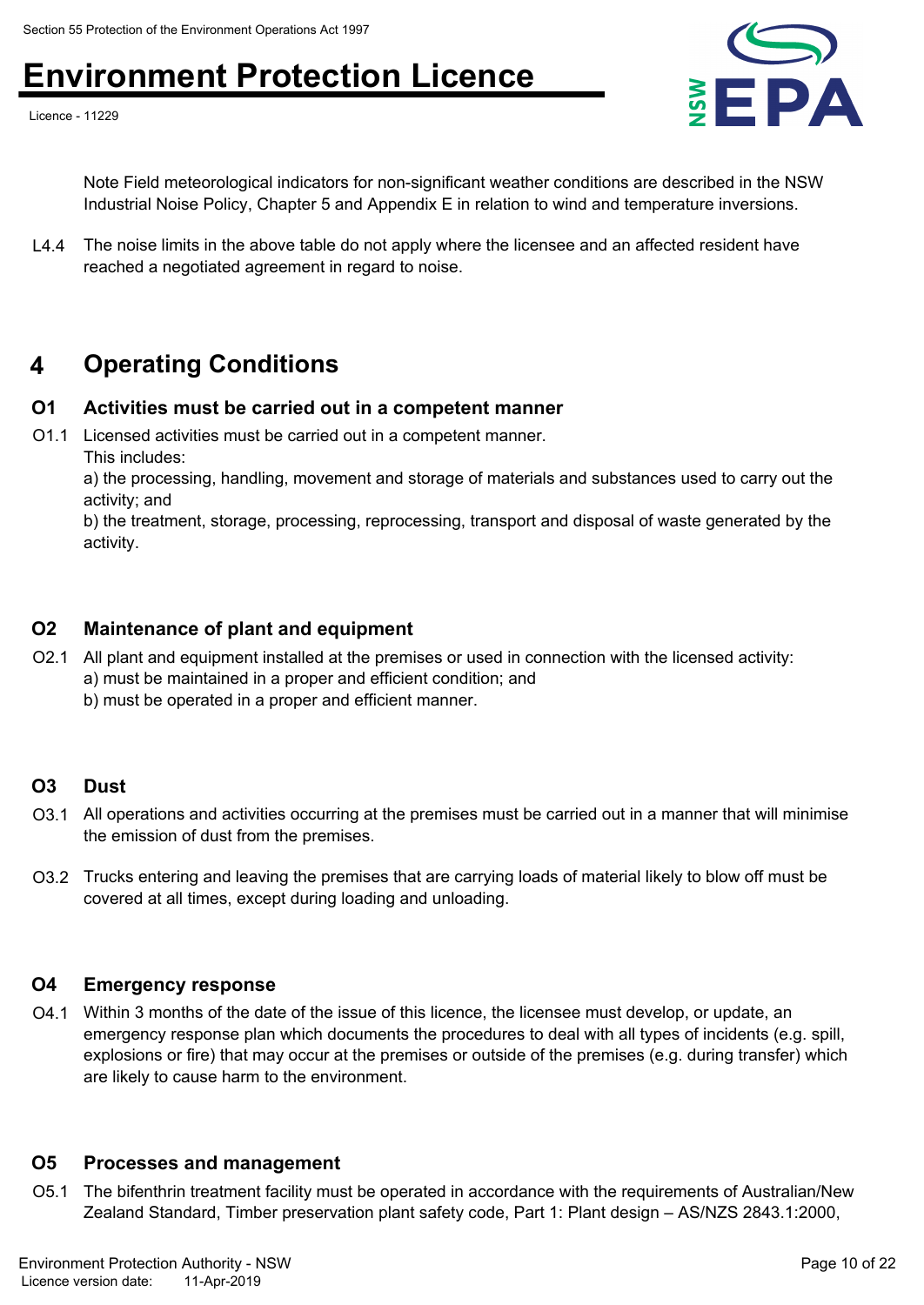Note Field meteorological indicators for non-significant weather conditions are described in the NSW Industrial Noise Policy, Chapter 5 and Appendix E in relation to wind and temperature inversions.

L4.4 The noise limits in the above table do not apply where the licensee and an affected resident have reached a negotiated agreement in regard to noise.

# 4 Operating Conditions

## O1 Activities must be carried out in a competent manner

O1.1 Licensed activities must be carried out in a competent manner.
This includes:
a) the processing, handling, movement and storage of materials and substances used to carry out the activity; and
b) the treatment, storage, processing, reprocessing, transport and disposal of waste generated by the activity.

## O2 Maintenance of plant and equipment

O2.1 All plant and equipment installed at the premises or used in connection with the licensed activity:
a) must be maintained in a proper and efficient condition; and
b) must be operated in a proper and efficient manner.

## O3 Dust

O3.1 All operations and activities occurring at the premises must be carried out in a manner that will minimise the emission of dust from the premises.

O3.2 Trucks entering and leaving the premises that are carrying loads of material likely to blow off must be covered at all times, except during loading and unloading.

## O4 Emergency response

O4.1 Within 3 months of the date of the issue of this licence, the licensee must develop, or update, an emergency response plan which documents the procedures to deal with all types of incidents (e.g. spill, explosions or fire) that may occur at the premises or outside of the premises (e.g. during transfer) which are likely to cause harm to the environment.

## O5 Processes and management

O5.1 The bifenthrin treatment facility must be operated in accordance with the requirements of Australian/New Zealand Standard, Timber preservation plant safety code, Part 1: Plant design – AS/NZS 2843.1:2000,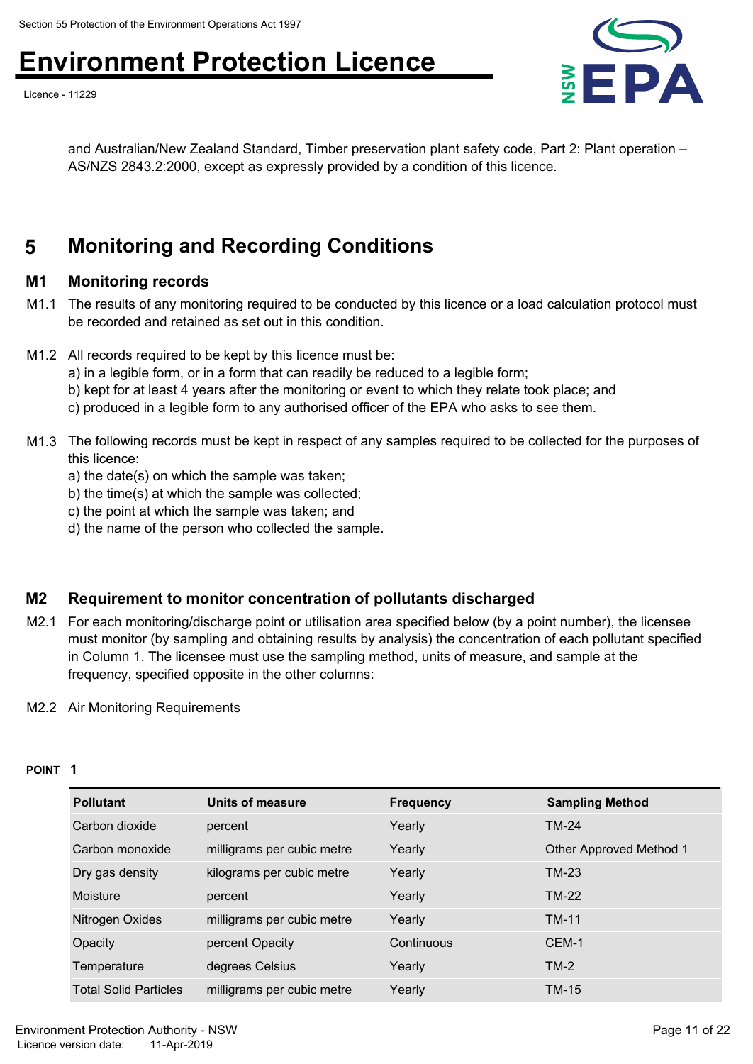and Australian/New Zealand Standard, Timber preservation plant safety code, Part 2: Plant operation – AS/NZS 2843.2:2000, except as expressly provided by a condition of this licence.

## 5 Monitoring and Recording Conditions

### M1 Monitoring records

M1.1 The results of any monitoring required to be conducted by this licence or a load calculation protocol must be recorded and retained as set out in this condition.

M1.2 All records required to be kept by this licence must be:
a) in a legible form, or in a form that can readily be reduced to a legible form;
b) kept for at least 4 years after the monitoring or event to which they relate took place; and
c) produced in a legible form to any authorised officer of the EPA who asks to see them.

M1.3 The following records must be kept in respect of any samples required to be collected for the purposes of this licence:
a) the date(s) on which the sample was taken;
b) the time(s) at which the sample was collected;
c) the point at which the sample was taken; and
d) the name of the person who collected the sample.

### M2 Requirement to monitor concentration of pollutants discharged

M2.1 For each monitoring/discharge point or utilisation area specified below (by a point number), the licensee must monitor (by sampling and obtaining results by analysis) the concentration of each pollutant specified in Column 1. The licensee must use the sampling method, units of measure, and sample at the frequency, specified opposite in the other columns:

M2.2 Air Monitoring Requirements

**POINT 1**

| Pollutant | Units of measure | Frequency | Sampling Method |
|---|---|---|---|
| Carbon dioxide | percent | Yearly | TM-24 |
| Carbon monoxide | milligrams per cubic metre | Yearly | Other Approved Method 1 |
| Dry gas density | kilograms per cubic metre | Yearly | TM-23 |
| Moisture | percent | Yearly | TM-22 |
| Nitrogen Oxides | milligrams per cubic metre | Yearly | TM-11 |
| Opacity | percent Opacity | Continuous | CEM-1 |
| Temperature | degrees Celsius | Yearly | TM-2 |
| Total Solid Particles | milligrams per cubic metre | Yearly | TM-15 |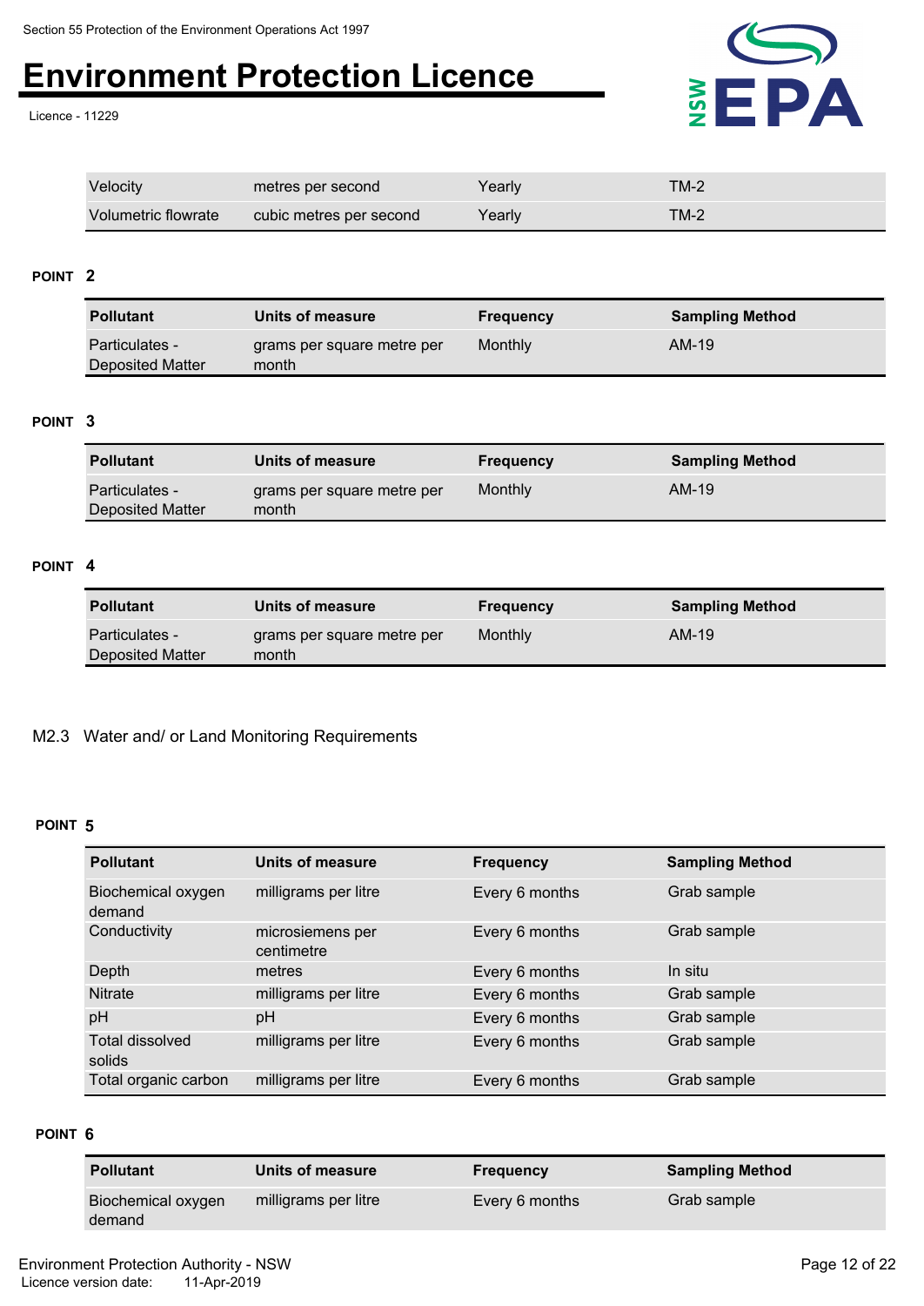| Velocity | metres per second | Yearly | TM-2 |
|---|---|---|---|
| Volumetric flowrate | cubic metres per second | Yearly | TM-2 |

**POINT 2**

| Pollutant | Units of measure | Frequency | Sampling Method |
|---|---|---|---|
| Particulates - Deposited Matter | grams per square metre per month | Monthly | AM-19 |

**POINT 3**

| Pollutant | Units of measure | Frequency | Sampling Method |
|---|---|---|---|
| Particulates - Deposited Matter | grams per square metre per month | Monthly | AM-19 |

**POINT 4**

| Pollutant | Units of measure | Frequency | Sampling Method |
|---|---|---|---|
| Particulates - Deposited Matter | grams per square metre per month | Monthly | AM-19 |

M2.3 Water and/ or Land Monitoring Requirements

**POINT 5**

| Pollutant | Units of measure | Frequency | Sampling Method |
|---|---|---|---|
| Biochemical oxygen demand | milligrams per litre | Every 6 months | Grab sample |
| Conductivity | microsiemens per centimetre | Every 6 months | Grab sample |
| Depth | metres | Every 6 months | In situ |
| Nitrate | milligrams per litre | Every 6 months | Grab sample |
| pH | pH | Every 6 months | Grab sample |
| Total dissolved solids | milligrams per litre | Every 6 months | Grab sample |
| Total organic carbon | milligrams per litre | Every 6 months | Grab sample |

**POINT 6**

| Pollutant | Units of measure | Frequency | Sampling Method |
|---|---|---|---|
| Biochemical oxygen demand | milligrams per litre | Every 6 months | Grab sample |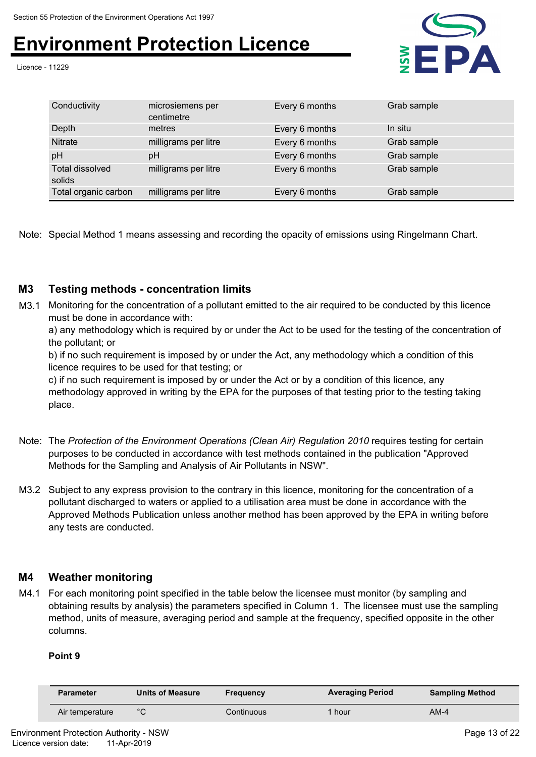| | | | |
|---|---|---|---|
| Conductivity | microsiemens per centimetre | Every 6 months | Grab sample |
| Depth | metres | Every 6 months | In situ |
| Nitrate | milligrams per litre | Every 6 months | Grab sample |
| pH | pH | Every 6 months | Grab sample |
| Total dissolved solids | milligrams per litre | Every 6 months | Grab sample |
| Total organic carbon | milligrams per litre | Every 6 months | Grab sample |

Note: Special Method 1 means assessing and recording the opacity of emissions using Ringelmann Chart.

## M3 Testing methods - concentration limits

M3.1 Monitoring for the concentration of a pollutant emitted to the air required to be conducted by this licence must be done in accordance with:

a) any methodology which is required by or under the Act to be used for the testing of the concentration of the pollutant; or

b) if no such requirement is imposed by or under the Act, any methodology which a condition of this licence requires to be used for that testing; or

c) if no such requirement is imposed by or under the Act or by a condition of this licence, any methodology approved in writing by the EPA for the purposes of that testing prior to the testing taking place.

Note: The *Protection of the Environment Operations (Clean Air) Regulation 2010* requires testing for certain purposes to be conducted in accordance with test methods contained in the publication "Approved Methods for the Sampling and Analysis of Air Pollutants in NSW".

M3.2 Subject to any express provision to the contrary in this licence, monitoring for the concentration of a pollutant discharged to waters or applied to a utilisation area must be done in accordance with the Approved Methods Publication unless another method has been approved by the EPA in writing before any tests are conducted.

## M4 Weather monitoring

M4.1 For each monitoring point specified in the table below the licensee must monitor (by sampling and obtaining results by analysis) the parameters specified in Column 1. The licensee must use the sampling method, units of measure, averaging period and sample at the frequency, specified opposite in the other columns.

**Point 9**

| Parameter | Units of Measure | Frequency | Averaging Period | Sampling Method |
|---|---|---|---|---|
| Air temperature | °C | Continuous | 1 hour | AM-4 |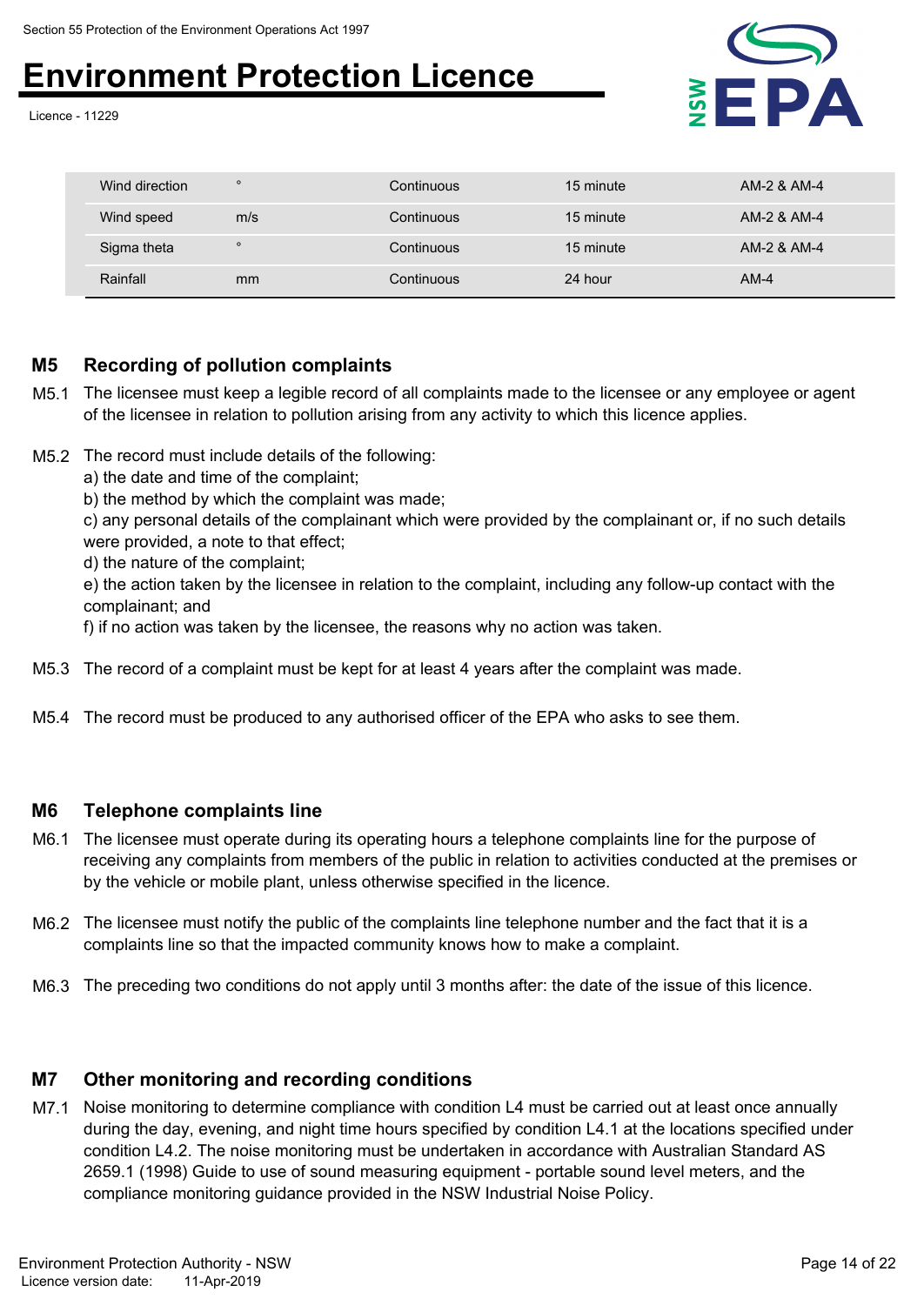| | | | | |
|---|---|---|---|---|
| Wind direction | ° | Continuous | 15 minute | AM-2 & AM-4 |
| Wind speed | m/s | Continuous | 15 minute | AM-2 & AM-4 |
| Sigma theta | ° | Continuous | 15 minute | AM-2 & AM-4 |
| Rainfall | mm | Continuous | 24 hour | AM-4 |

## M5 Recording of pollution complaints

M5.1 The licensee must keep a legible record of all complaints made to the licensee or any employee or agent of the licensee in relation to pollution arising from any activity to which this licence applies.

M5.2 The record must include details of the following:
a) the date and time of the complaint;
b) the method by which the complaint was made;
c) any personal details of the complainant which were provided by the complainant or, if no such details were provided, a note to that effect;
d) the nature of the complaint;
e) the action taken by the licensee in relation to the complaint, including any follow-up contact with the complainant; and
f) if no action was taken by the licensee, the reasons why no action was taken.

M5.3 The record of a complaint must be kept for at least 4 years after the complaint was made.

M5.4 The record must be produced to any authorised officer of the EPA who asks to see them.

## M6 Telephone complaints line

M6.1 The licensee must operate during its operating hours a telephone complaints line for the purpose of receiving any complaints from members of the public in relation to activities conducted at the premises or by the vehicle or mobile plant, unless otherwise specified in the licence.

M6.2 The licensee must notify the public of the complaints line telephone number and the fact that it is a complaints line so that the impacted community knows how to make a complaint.

M6.3 The preceding two conditions do not apply until 3 months after: the date of the issue of this licence.

## M7 Other monitoring and recording conditions

M7.1 Noise monitoring to determine compliance with condition L4 must be carried out at least once annually during the day, evening, and night time hours specified by condition L4.1 at the locations specified under condition L4.2. The noise monitoring must be undertaken in accordance with Australian Standard AS 2659.1 (1998) Guide to use of sound measuring equipment - portable sound level meters, and the compliance monitoring guidance provided in the NSW Industrial Noise Policy.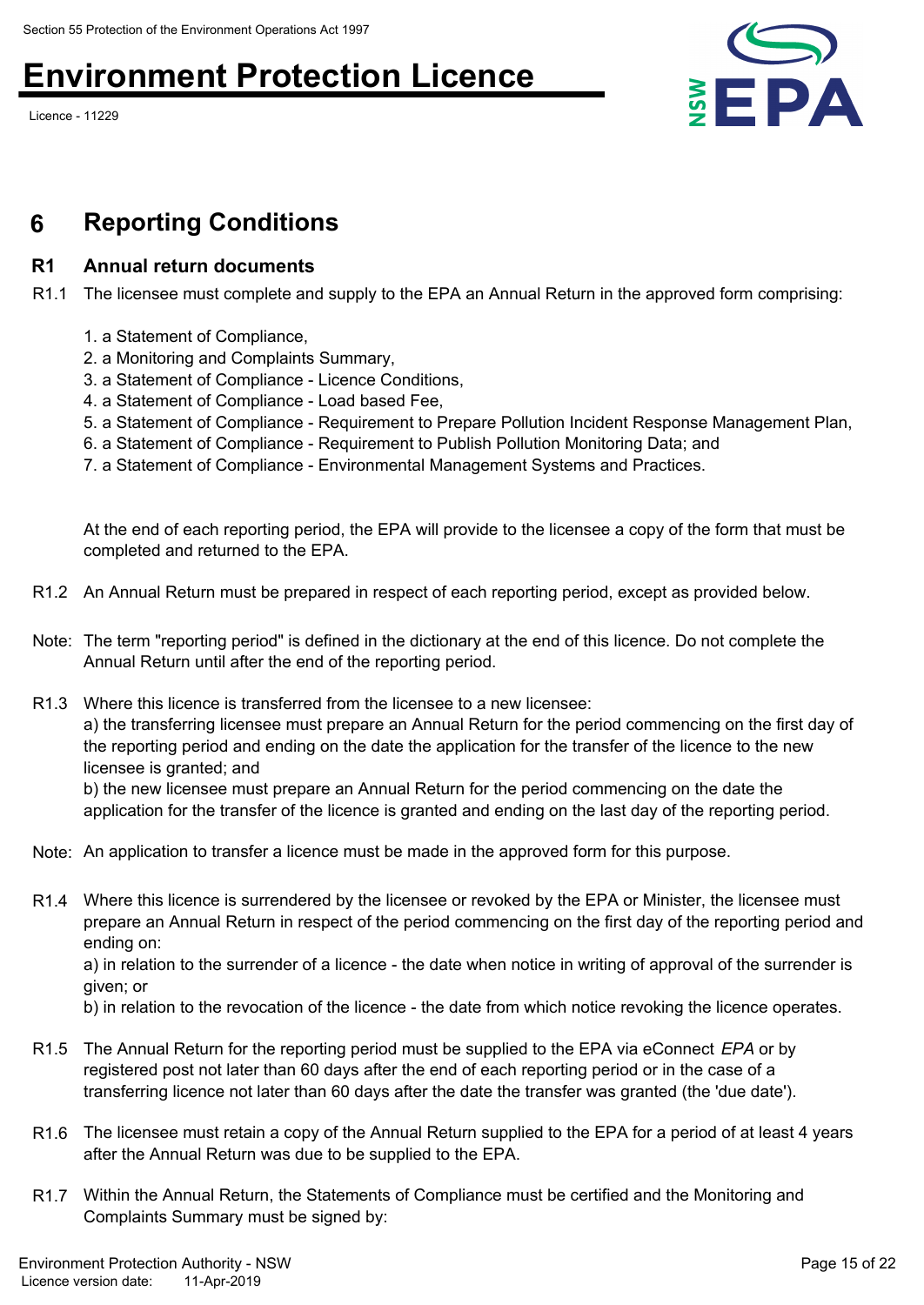# 6 Reporting Conditions

## R1 Annual return documents

R1.1 The licensee must complete and supply to the EPA an Annual Return in the approved form comprising:

1. a Statement of Compliance,
2. a Monitoring and Complaints Summary,
3. a Statement of Compliance - Licence Conditions,
4. a Statement of Compliance - Load based Fee,
5. a Statement of Compliance - Requirement to Prepare Pollution Incident Response Management Plan,
6. a Statement of Compliance - Requirement to Publish Pollution Monitoring Data; and
7. a Statement of Compliance - Environmental Management Systems and Practices.

At the end of each reporting period, the EPA will provide to the licensee a copy of the form that must be completed and returned to the EPA.

R1.2 An Annual Return must be prepared in respect of each reporting period, except as provided below.

Note: The term "reporting period" is defined in the dictionary at the end of this licence. Do not complete the Annual Return until after the end of the reporting period.

R1.3 Where this licence is transferred from the licensee to a new licensee:
a) the transferring licensee must prepare an Annual Return for the period commencing on the first day of the reporting period and ending on the date the application for the transfer of the licence to the new licensee is granted; and
b) the new licensee must prepare an Annual Return for the period commencing on the date the application for the transfer of the licence is granted and ending on the last day of the reporting period.

Note: An application to transfer a licence must be made in the approved form for this purpose.

R1.4 Where this licence is surrendered by the licensee or revoked by the EPA or Minister, the licensee must prepare an Annual Return in respect of the period commencing on the first day of the reporting period and ending on:
a) in relation to the surrender of a licence - the date when notice in writing of approval of the surrender is given; or
b) in relation to the revocation of the licence - the date from which notice revoking the licence operates.

R1.5 The Annual Return for the reporting period must be supplied to the EPA via eConnect *EPA* or by registered post not later than 60 days after the end of each reporting period or in the case of a transferring licence not later than 60 days after the date the transfer was granted (the 'due date').

R1.6 The licensee must retain a copy of the Annual Return supplied to the EPA for a period of at least 4 years after the Annual Return was due to be supplied to the EPA.

R1.7 Within the Annual Return, the Statements of Compliance must be certified and the Monitoring and Complaints Summary must be signed by: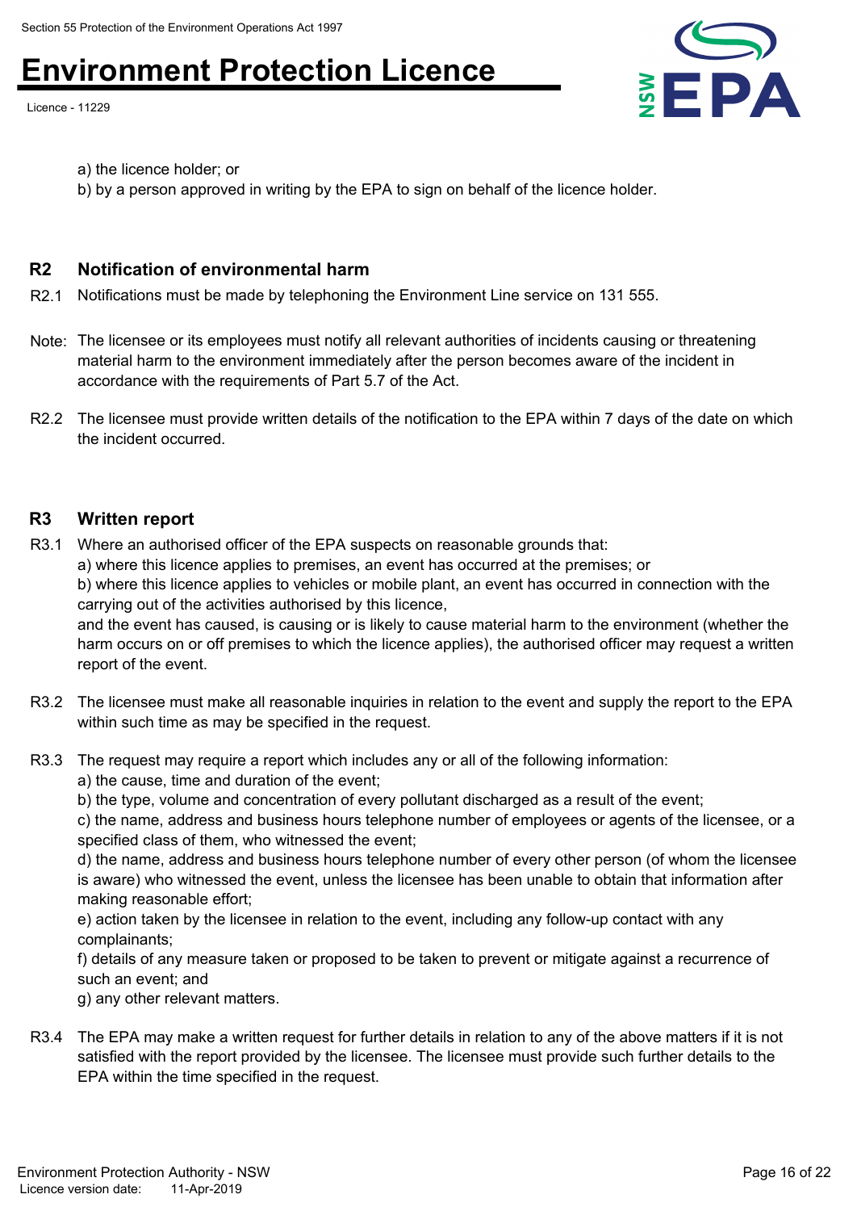a) the licence holder; or
b) by a person approved in writing by the EPA to sign on behalf of the licence holder.

## R2 Notification of environmental harm

R2.1 Notifications must be made by telephoning the Environment Line service on 131 555.

Note: The licensee or its employees must notify all relevant authorities of incidents causing or threatening material harm to the environment immediately after the person becomes aware of the incident in accordance with the requirements of Part 5.7 of the Act.

R2.2 The licensee must provide written details of the notification to the EPA within 7 days of the date on which the incident occurred.

## R3 Written report

R3.1 Where an authorised officer of the EPA suspects on reasonable grounds that:
a) where this licence applies to premises, an event has occurred at the premises; or
b) where this licence applies to vehicles or mobile plant, an event has occurred in connection with the carrying out of the activities authorised by this licence,
and the event has caused, is causing or is likely to cause material harm to the environment (whether the harm occurs on or off premises to which the licence applies), the authorised officer may request a written report of the event.

R3.2 The licensee must make all reasonable inquiries in relation to the event and supply the report to the EPA within such time as may be specified in the request.

R3.3 The request may require a report which includes any or all of the following information:
a) the cause, time and duration of the event;
b) the type, volume and concentration of every pollutant discharged as a result of the event;
c) the name, address and business hours telephone number of employees or agents of the licensee, or a specified class of them, who witnessed the event;
d) the name, address and business hours telephone number of every other person (of whom the licensee is aware) who witnessed the event, unless the licensee has been unable to obtain that information after making reasonable effort;
e) action taken by the licensee in relation to the event, including any follow-up contact with any complainants;
f) details of any measure taken or proposed to be taken to prevent or mitigate against a recurrence of such an event; and
g) any other relevant matters.

R3.4 The EPA may make a written request for further details in relation to any of the above matters if it is not satisfied with the report provided by the licensee. The licensee must provide such further details to the EPA within the time specified in the request.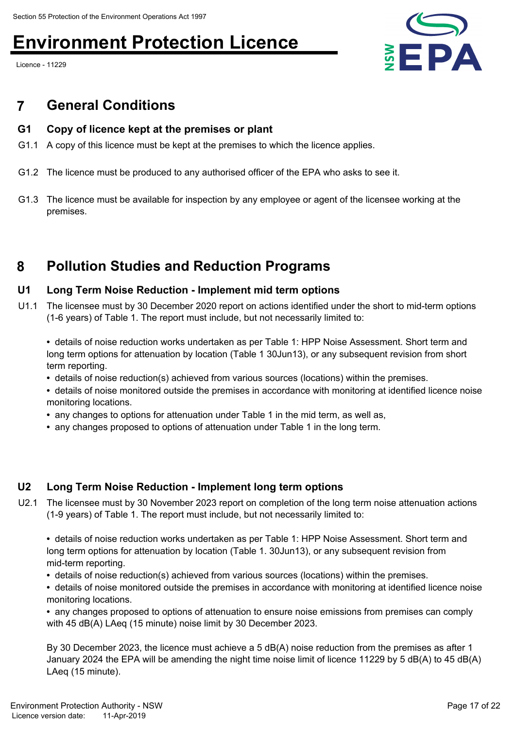## 7 General Conditions

### G1 Copy of licence kept at the premises or plant

G1.1 A copy of this licence must be kept at the premises to which the licence applies.

G1.2 The licence must be produced to any authorised officer of the EPA who asks to see it.

G1.3 The licence must be available for inspection by any employee or agent of the licensee working at the premises.

## 8 Pollution Studies and Reduction Programs

### U1 Long Term Noise Reduction - Implement mid term options

U1.1 The licensee must by 30 December 2020 report on actions identified under the short to mid-term options (1-6 years) of Table 1. The report must include, but not necessarily limited to:

- details of noise reduction works undertaken as per Table 1: HPP Noise Assessment. Short term and long term options for attenuation by location (Table 1 30Jun13), or any subsequent revision from short term reporting.
- details of noise reduction(s) achieved from various sources (locations) within the premises.
- details of noise monitored outside the premises in accordance with monitoring at identified licence noise monitoring locations.
- any changes to options for attenuation under Table 1 in the mid term, as well as,
- any changes proposed to options of attenuation under Table 1 in the long term.

### U2 Long Term Noise Reduction - Implement long term options

U2.1 The licensee must by 30 November 2023 report on completion of the long term noise attenuation actions (1-9 years) of Table 1. The report must include, but not necessarily limited to:

- details of noise reduction works undertaken as per Table 1: HPP Noise Assessment. Short term and long term options for attenuation by location (Table 1. 30Jun13), or any subsequent revision from mid-term reporting.
- details of noise reduction(s) achieved from various sources (locations) within the premises.
- details of noise monitored outside the premises in accordance with monitoring at identified licence noise monitoring locations.
- any changes proposed to options of attenuation to ensure noise emissions from premises can comply with 45 dB(A) LAeq (15 minute) noise limit by 30 December 2023.

By 30 December 2023, the licence must achieve a 5 dB(A) noise reduction from the premises as after 1 January 2024 the EPA will be amending the night time noise limit of licence 11229 by 5 dB(A) to 45 dB(A) LAeq (15 minute).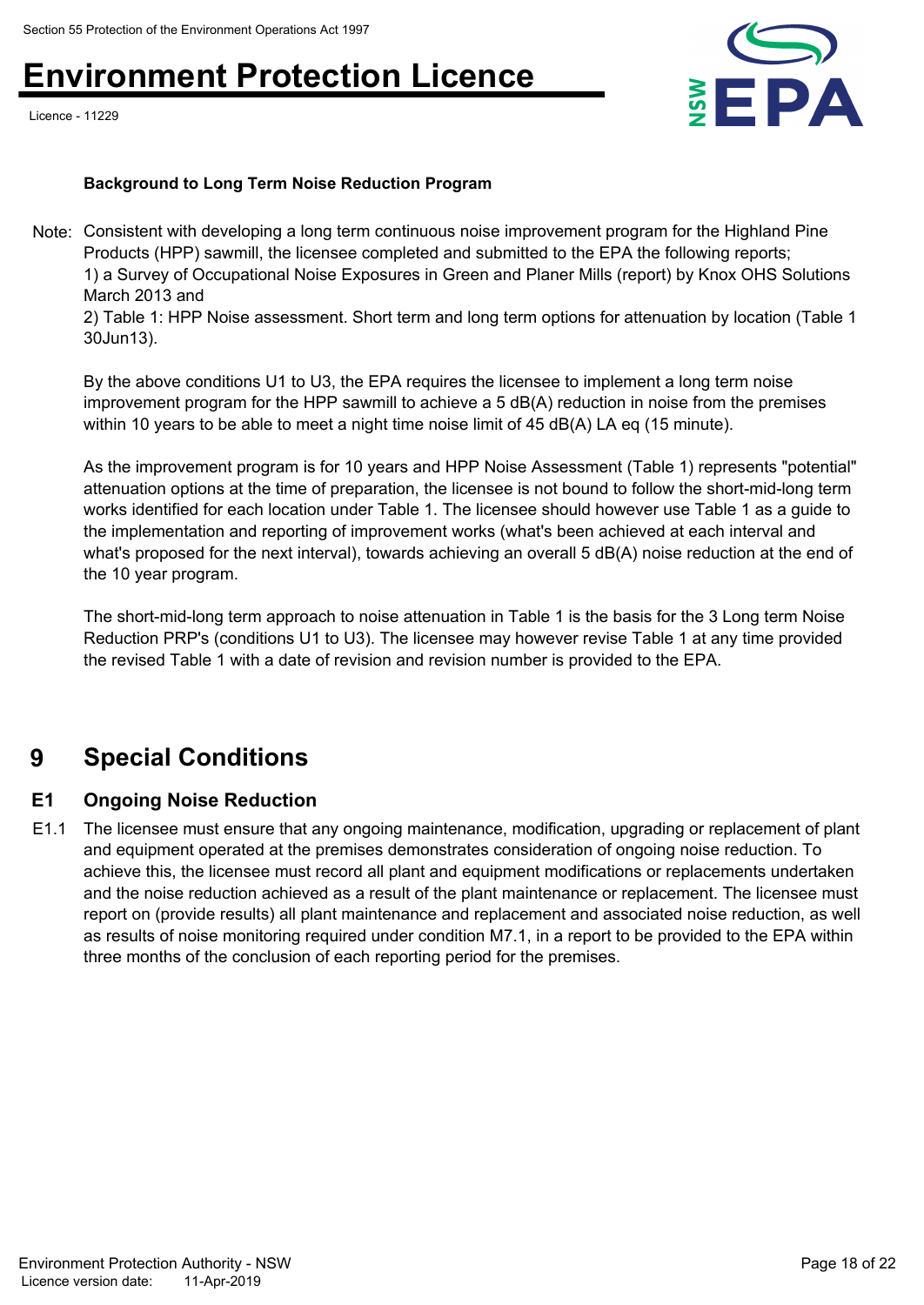**Background to Long Term Noise Reduction Program**

Note: Consistent with developing a long term continuous noise improvement program for the Highland Pine Products (HPP) sawmill, the licensee completed and submitted to the EPA the following reports;
1) a Survey of Occupational Noise Exposures in Green and Planer Mills (report) by Knox OHS Solutions March 2013 and
2) Table 1: HPP Noise assessment. Short term and long term options for attenuation by location (Table 1 30Jun13).

By the above conditions U1 to U3, the EPA requires the licensee to implement a long term noise improvement program for the HPP sawmill to achieve a 5 dB(A) reduction in noise from the premises within 10 years to be able to meet a night time noise limit of 45 dB(A) LA eq (15 minute).

As the improvement program is for 10 years and HPP Noise Assessment (Table 1) represents "potential" attenuation options at the time of preparation, the licensee is not bound to follow the short-mid-long term works identified for each location under Table 1. The licensee should however use Table 1 as a guide to the implementation and reporting of improvement works (what's been achieved at each interval and what's proposed for the next interval), towards achieving an overall 5 dB(A) noise reduction at the end of the 10 year program.

The short-mid-long term approach to noise attenuation in Table 1 is the basis for the 3 Long term Noise Reduction PRP's (conditions U1 to U3). The licensee may however revise Table 1 at any time provided the revised Table 1 with a date of revision and revision number is provided to the EPA.

# 9 Special Conditions

## E1 Ongoing Noise Reduction

E1.1 The licensee must ensure that any ongoing maintenance, modification, upgrading or replacement of plant and equipment operated at the premises demonstrates consideration of ongoing noise reduction. To achieve this, the licensee must record all plant and equipment modifications or replacements undertaken and the noise reduction achieved as a result of the plant maintenance or replacement. The licensee must report on (provide results) all plant maintenance and replacement and associated noise reduction, as well as results of noise monitoring required under condition M7.1, in a report to be provided to the EPA within three months of the conclusion of each reporting period for the premises.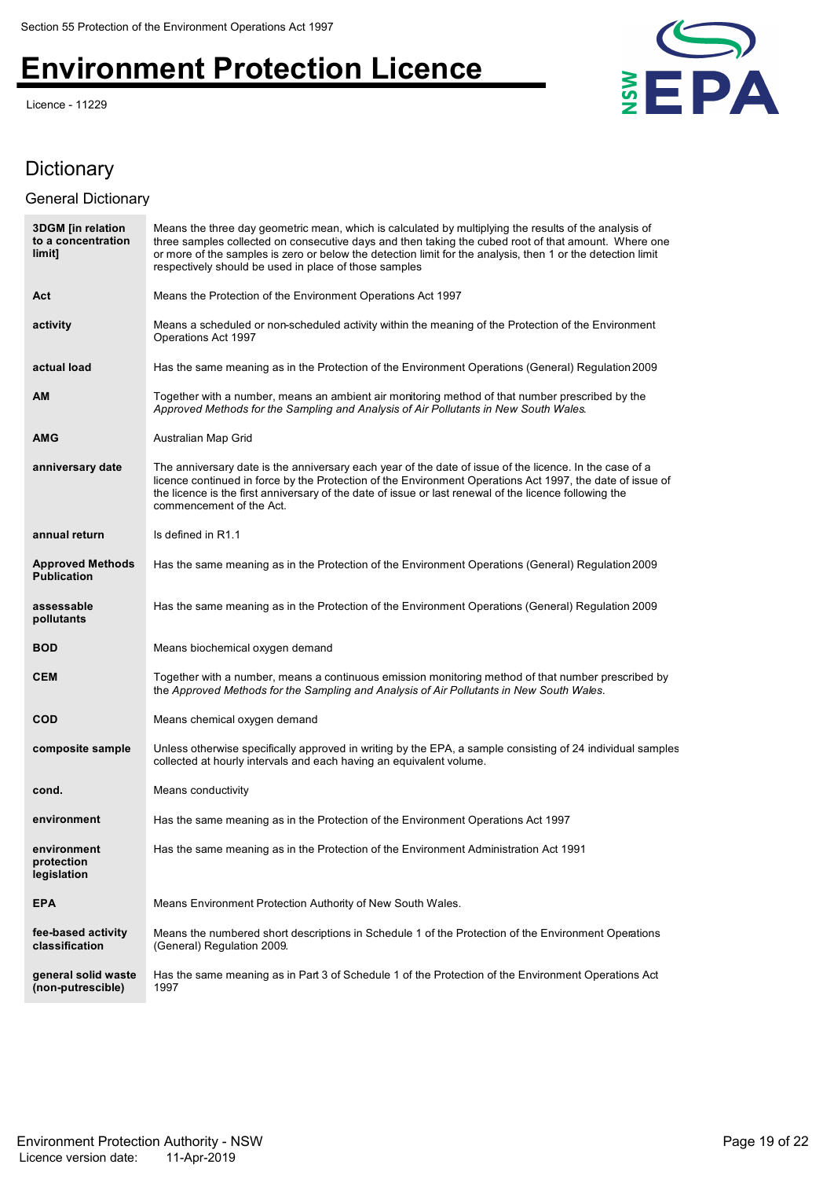## Dictionary

### General Dictionary

| Term | Definition |
|---|---|
| **3DGM [in relation to a concentration limit]** | Means the three day geometric mean, which is calculated by multiplying the results of the analysis of three samples collected on consecutive days and then taking the cubed root of that amount. Where one or more of the samples is zero or below the detection limit for the analysis, then 1 or the detection limit respectively should be used in place of those samples |
| **Act** | Means the Protection of the Environment Operations Act 1997 |
| **activity** | Means a scheduled or non-scheduled activity within the meaning of the Protection of the Environment Operations Act 1997 |
| **actual load** | Has the same meaning as in the Protection of the Environment Operations (General) Regulation 2009 |
| **AM** | Together with a number, means an ambient air monitoring method of that number prescribed by the *Approved Methods for the Sampling and Analysis of Air Pollutants in New South Wales.* |
| **AMG** | Australian Map Grid |
| **anniversary date** | The anniversary date is the anniversary each year of the date of issue of the licence. In the case of a licence continued in force by the Protection of the Environment Operations Act 1997, the date of issue of the licence is the first anniversary of the date of issue or last renewal of the licence following the commencement of the Act. |
| **annual return** | Is defined in R1.1 |
| **Approved Methods Publication** | Has the same meaning as in the Protection of the Environment Operations (General) Regulation 2009 |
| **assessable pollutants** | Has the same meaning as in the Protection of the Environment Operations (General) Regulation 2009 |
| **BOD** | Means biochemical oxygen demand |
| **CEM** | Together with a number, means a continuous emission monitoring method of that number prescribed by the *Approved Methods for the Sampling and Analysis of Air Pollutants in New South Wales.* |
| **COD** | Means chemical oxygen demand |
| **composite sample** | Unless otherwise specifically approved in writing by the EPA, a sample consisting of 24 individual samples collected at hourly intervals and each having an equivalent volume. |
| **cond.** | Means conductivity |
| **environment** | Has the same meaning as in the Protection of the Environment Operations Act 1997 |
| **environment protection legislation** | Has the same meaning as in the Protection of the Environment Administration Act 1991 |
| **EPA** | Means Environment Protection Authority of New South Wales. |
| **fee-based activity classification** | Means the numbered short descriptions in Schedule 1 of the Protection of the Environment Operations (General) Regulation 2009. |
| **general solid waste (non-putrescible)** | Has the same meaning as in Part 3 of Schedule 1 of the Protection of the Environment Operations Act 1997 |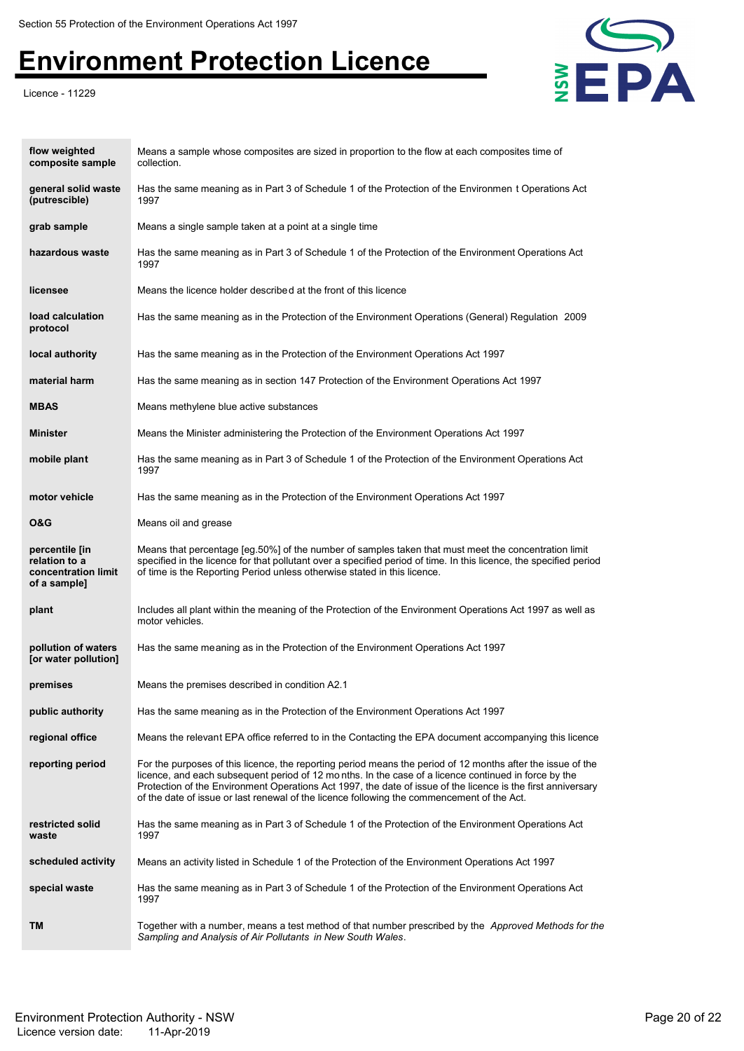| | |
|---|---|
| **flow weighted composite sample** | Means a sample whose composites are sized in proportion to the flow at each composites time of collection. |
| **general solid waste (putrescible)** | Has the same meaning as in Part 3 of Schedule 1 of the Protection of the Environmen t Operations Act 1997 |
| **grab sample** | Means a single sample taken at a point at a single time |
| **hazardous waste** | Has the same meaning as in Part 3 of Schedule 1 of the Protection of the Environment Operations Act 1997 |
| **licensee** | Means the licence holder described at the front of this licence |
| **load calculation protocol** | Has the same meaning as in the Protection of the Environment Operations (General) Regulation 2009 |
| **local authority** | Has the same meaning as in the Protection of the Environment Operations Act 1997 |
| **material harm** | Has the same meaning as in section 147 Protection of the Environment Operations Act 1997 |
| **MBAS** | Means methylene blue active substances |
| **Minister** | Means the Minister administering the Protection of the Environment Operations Act 1997 |
| **mobile plant** | Has the same meaning as in Part 3 of Schedule 1 of the Protection of the Environment Operations Act 1997 |
| **motor vehicle** | Has the same meaning as in the Protection of the Environment Operations Act 1997 |
| **O&G** | Means oil and grease |
| **percentile [in relation to a concentration limit of a sample]** | Means that percentage [eg.50%] of the number of samples taken that must meet the concentration limit specified in the licence for that pollutant over a specified period of time. In this licence, the specified period of time is the Reporting Period unless otherwise stated in this licence. |
| **plant** | Includes all plant within the meaning of the Protection of the Environment Operations Act 1997 as well as motor vehicles. |
| **pollution of waters [or water pollution]** | Has the same meaning as in the Protection of the Environment Operations Act 1997 |
| **premises** | Means the premises described in condition A2.1 |
| **public authority** | Has the same meaning as in the Protection of the Environment Operations Act 1997 |
| **regional office** | Means the relevant EPA office referred to in the Contacting the EPA document accompanying this licence |
| **reporting period** | For the purposes of this licence, the reporting period means the period of 12 months after the issue of the licence, and each subsequent period of 12 mo nths. In the case of a licence continued in force by the Protection of the Environment Operations Act 1997, the date of issue of the licence is the first anniversary of the date of issue or last renewal of the licence following the commencement of the Act. |
| **restricted solid waste** | Has the same meaning as in Part 3 of Schedule 1 of the Protection of the Environment Operations Act 1997 |
| **scheduled activity** | Means an activity listed in Schedule 1 of the Protection of the Environment Operations Act 1997 |
| **special waste** | Has the same meaning as in Part 3 of Schedule 1 of the Protection of the Environment Operations Act 1997 |
| **TM** | Together with a number, means a test method of that number prescribed by the *Approved Methods for the Sampling and Analysis of Air Pollutants in New South Wales*. |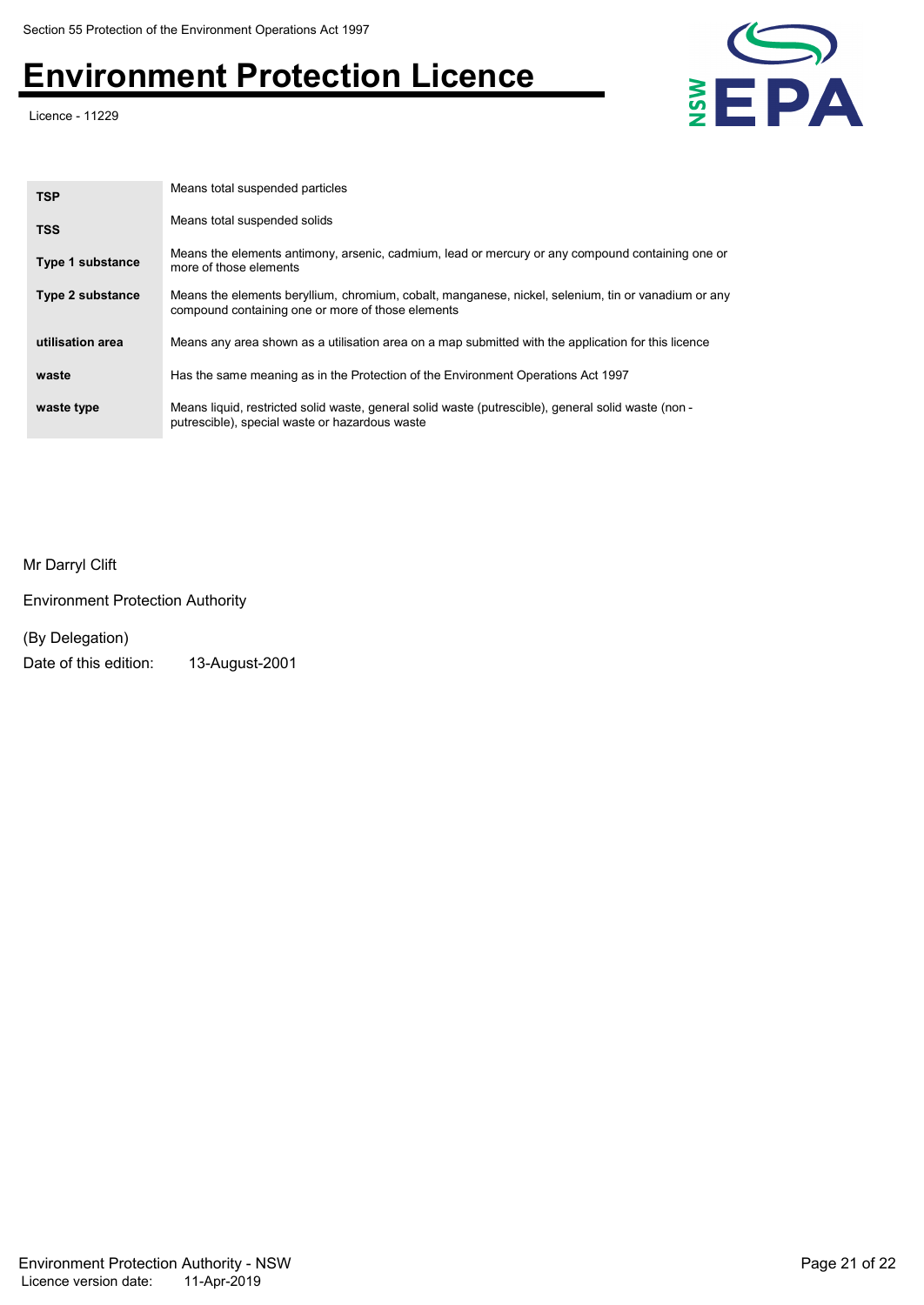| | |
|---|---|
| **TSP** | Means total suspended particles |
| **TSS** | Means total suspended solids |
| **Type 1 substance** | Means the elements antimony, arsenic, cadmium, lead or mercury or any compound containing one or more of those elements |
| **Type 2 substance** | Means the elements beryllium, chromium, cobalt, manganese, nickel, selenium, tin or vanadium or any compound containing one or more of those elements |
| **utilisation area** | Means any area shown as a utilisation area on a map submitted with the application for this licence |
| **waste** | Has the same meaning as in the Protection of the Environment Operations Act 1997 |
| **waste type** | Means liquid, restricted solid waste, general solid waste (putrescible), general solid waste (non - putrescible), special waste or hazardous waste |

Mr Darryl Clift

Environment Protection Authority

(By Delegation)

Date of this edition: 13-August-2001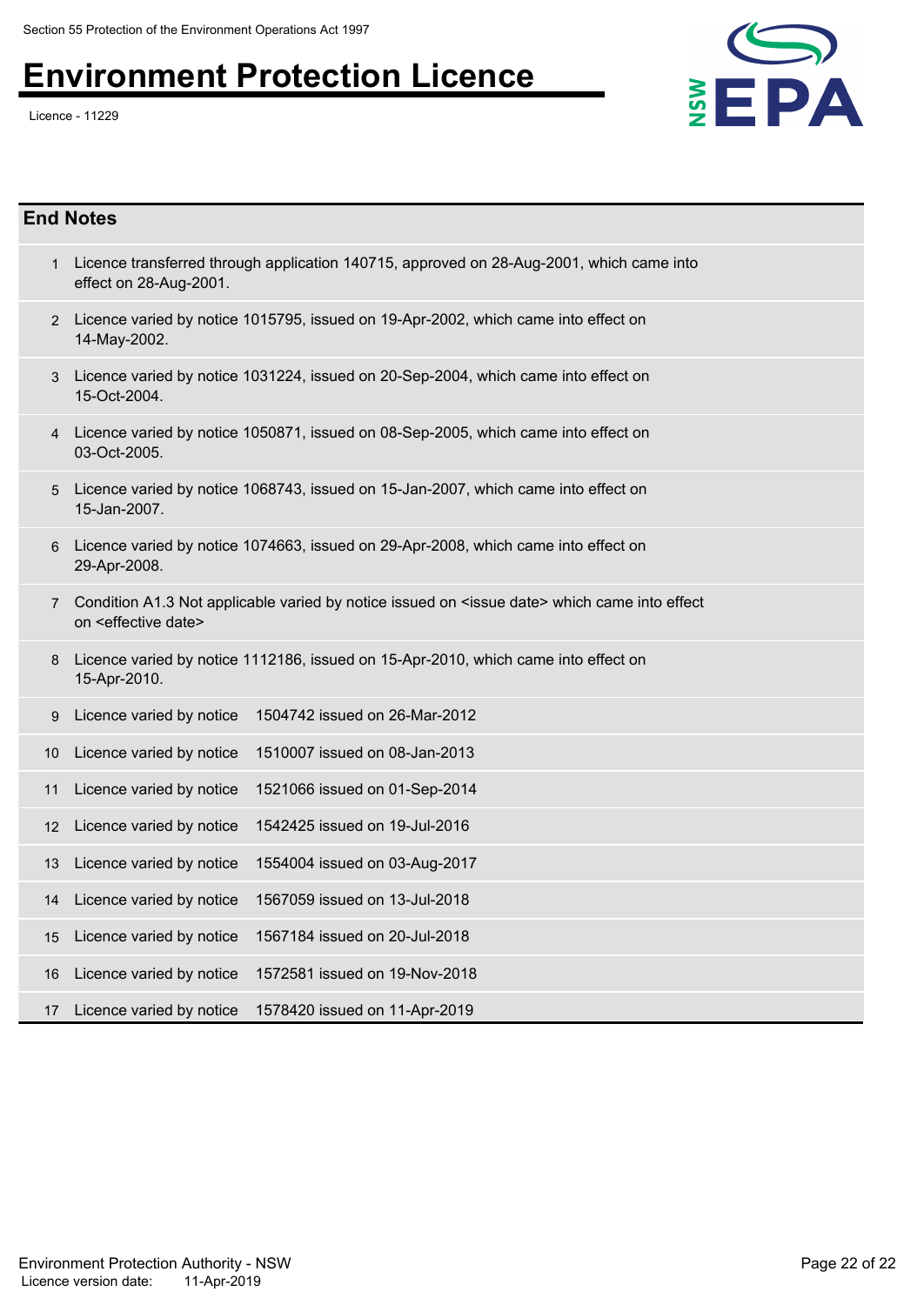## End Notes

1. Licence transferred through application 140715, approved on 28-Aug-2001, which came into effect on 28-Aug-2001.
2. Licence varied by notice 1015795, issued on 19-Apr-2002, which came into effect on 14-May-2002.
3. Licence varied by notice 1031224, issued on 20-Sep-2004, which came into effect on 15-Oct-2004.
4. Licence varied by notice 1050871, issued on 08-Sep-2005, which came into effect on 03-Oct-2005.
5. Licence varied by notice 1068743, issued on 15-Jan-2007, which came into effect on 15-Jan-2007.
6. Licence varied by notice 1074663, issued on 29-Apr-2008, which came into effect on 29-Apr-2008.
7. Condition A1.3 Not applicable varied by notice issued on <issue date> which came into effect on <effective date>
8. Licence varied by notice 1112186, issued on 15-Apr-2010, which came into effect on 15-Apr-2010.
9. Licence varied by notice 1504742 issued on 26-Mar-2012
10. Licence varied by notice 1510007 issued on 08-Jan-2013
11. Licence varied by notice 1521066 issued on 01-Sep-2014
12. Licence varied by notice 1542425 issued on 19-Jul-2016
13. Licence varied by notice 1554004 issued on 03-Aug-2017
14. Licence varied by notice 1567059 issued on 13-Jul-2018
15. Licence varied by notice 1567184 issued on 20-Jul-2018
16. Licence varied by notice 1572581 issued on 19-Nov-2018
17. Licence varied by notice 1578420 issued on 11-Apr-2019